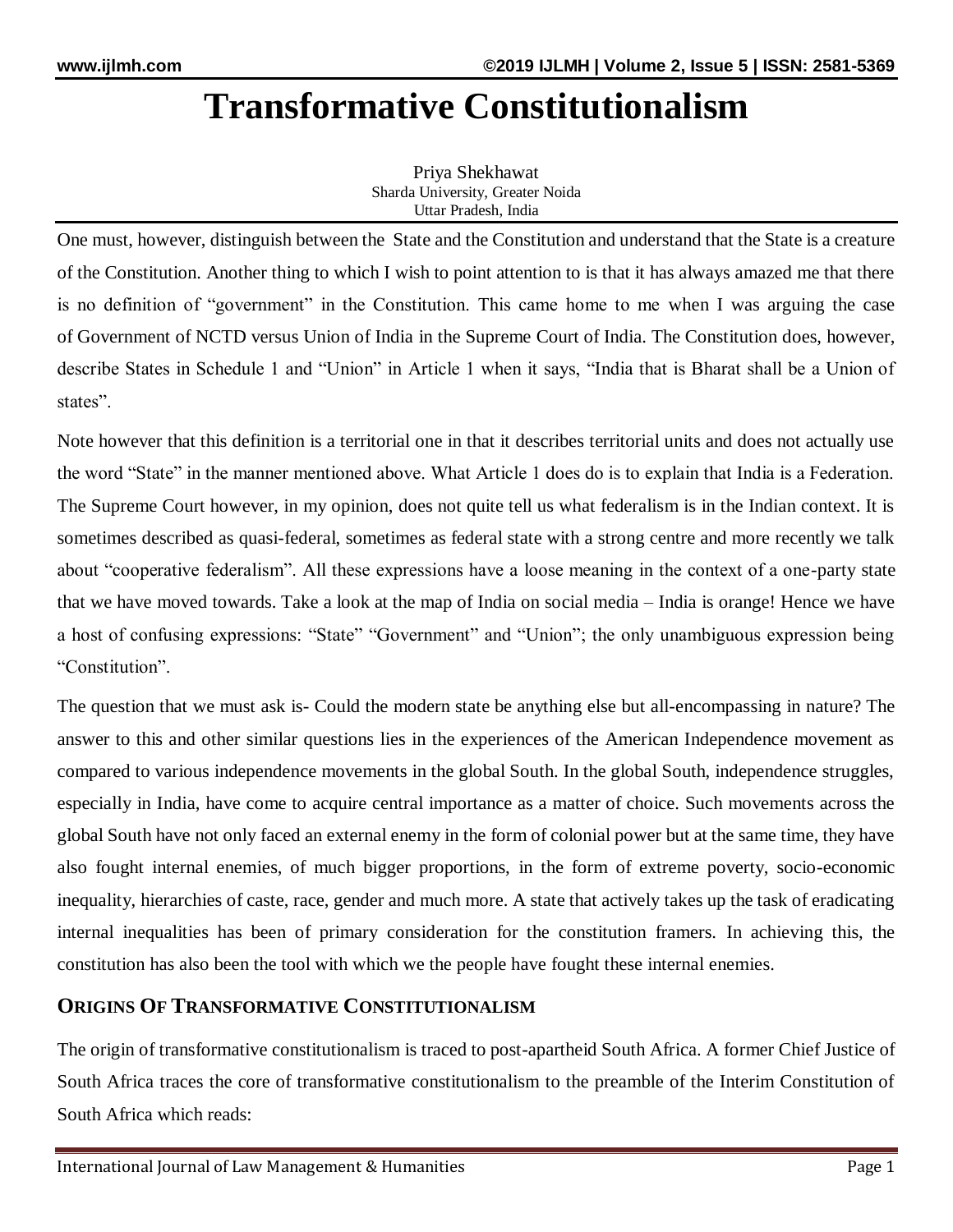# Transformative Constitutionalism

Priya Shekhawat
Sharda University, Greater Noida
Uttar Pradesh, India

One must, however, distinguish between the State and the Constitution and understand that the State is a creature of the Constitution. Another thing to which I wish to point attention to is that it has always amazed me that there is no definition of "government" in the Constitution. This came home to me when I was arguing the case of Government of NCTD versus Union of India in the Supreme Court of India. The Constitution does, however, describe States in Schedule 1 and "Union" in Article 1 when it says, "India that is Bharat shall be a Union of states".

Note however that this definition is a territorial one in that it describes territorial units and does not actually use the word "State" in the manner mentioned above. What Article 1 does do is to explain that India is a Federation. The Supreme Court however, in my opinion, does not quite tell us what federalism is in the Indian context. It is sometimes described as quasi-federal, sometimes as federal state with a strong centre and more recently we talk about "cooperative federalism". All these expressions have a loose meaning in the context of a one-party state that we have moved towards. Take a look at the map of India on social media – India is orange! Hence we have a host of confusing expressions: "State" "Government" and "Union"; the only unambiguous expression being "Constitution".

The question that we must ask is- Could the modern state be anything else but all-encompassing in nature? The answer to this and other similar questions lies in the experiences of the American Independence movement as compared to various independence movements in the global South. In the global South, independence struggles, especially in India, have come to acquire central importance as a matter of choice. Such movements across the global South have not only faced an external enemy in the form of colonial power but at the same time, they have also fought internal enemies, of much bigger proportions, in the form of extreme poverty, socio-economic inequality, hierarchies of caste, race, gender and much more. A state that actively takes up the task of eradicating internal inequalities has been of primary consideration for the constitution framers. In achieving this, the constitution has also been the tool with which we the people have fought these internal enemies.

## ORIGINS OF TRANSFORMATIVE CONSTITUTIONALISM

The origin of transformative constitutionalism is traced to post-apartheid South Africa. A former Chief Justice of South Africa traces the core of transformative constitutionalism to the preamble of the Interim Constitution of South Africa which reads: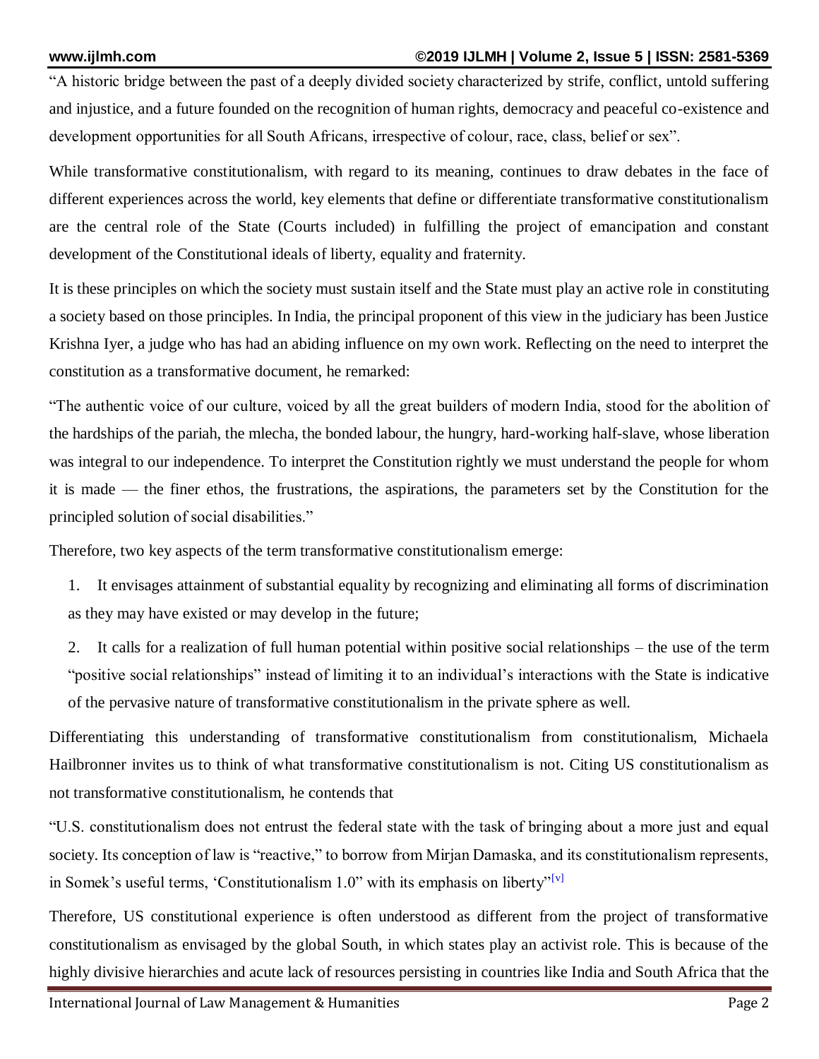"A historic bridge between the past of a deeply divided society characterized by strife, conflict, untold suffering and injustice, and a future founded on the recognition of human rights, democracy and peaceful co-existence and development opportunities for all South Africans, irrespective of colour, race, class, belief or sex".

While transformative constitutionalism, with regard to its meaning, continues to draw debates in the face of different experiences across the world, key elements that define or differentiate transformative constitutionalism are the central role of the State (Courts included) in fulfilling the project of emancipation and constant development of the Constitutional ideals of liberty, equality and fraternity.

It is these principles on which the society must sustain itself and the State must play an active role in constituting a society based on those principles. In India, the principal proponent of this view in the judiciary has been Justice Krishna Iyer, a judge who has had an abiding influence on my own work. Reflecting on the need to interpret the constitution as a transformative document, he remarked:

"The authentic voice of our culture, voiced by all the great builders of modern India, stood for the abolition of the hardships of the pariah, the mlecha, the bonded labour, the hungry, hard-working half-slave, whose liberation was integral to our independence. To interpret the Constitution rightly we must understand the people for whom it is made — the finer ethos, the frustrations, the aspirations, the parameters set by the Constitution for the principled solution of social disabilities."

Therefore, two key aspects of the term transformative constitutionalism emerge:

1. It envisages attainment of substantial equality by recognizing and eliminating all forms of discrimination as they may have existed or may develop in the future;
2. It calls for a realization of full human potential within positive social relationships – the use of the term "positive social relationships" instead of limiting it to an individual's interactions with the State is indicative of the pervasive nature of transformative constitutionalism in the private sphere as well.

Differentiating this understanding of transformative constitutionalism from constitutionalism, Michaela Hailbronner invites us to think of what transformative constitutionalism is not. Citing US constitutionalism as not transformative constitutionalism, he contends that

"U.S. constitutionalism does not entrust the federal state with the task of bringing about a more just and equal society. Its conception of law is "reactive," to borrow from Mirjan Damaska, and its constitutionalism represents, in Somek's useful terms, 'Constitutionalism 1.0" with its emphasis on liberty"[v]

Therefore, US constitutional experience is often understood as different from the project of transformative constitutionalism as envisaged by the global South, in which states play an activist role. This is because of the highly divisive hierarchies and acute lack of resources persisting in countries like India and South Africa that the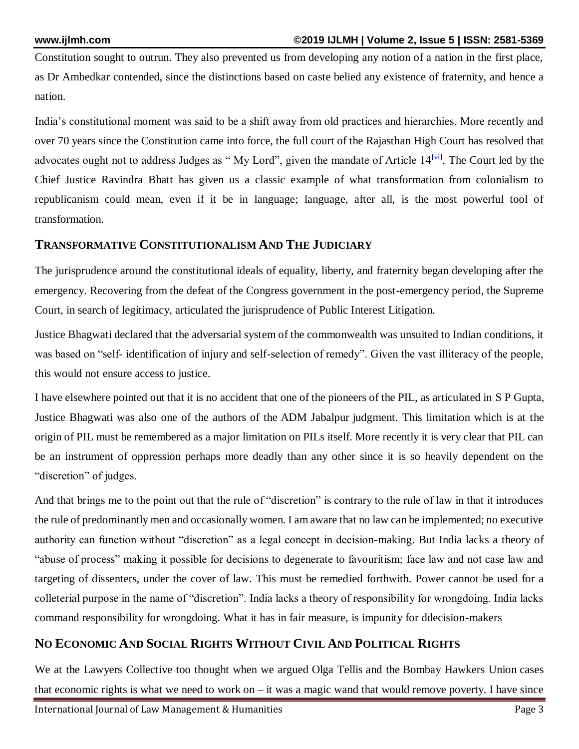Constitution sought to outrun. They also prevented us from developing any notion of a nation in the first place, as Dr Ambedkar contended, since the distinctions based on caste belied any existence of fraternity, and hence a nation.

India's constitutional moment was said to be a shift away from old practices and hierarchies. More recently and over 70 years since the Constitution came into force, the full court of the Rajasthan High Court has resolved that advocates ought not to address Judges as " My Lord", given the mandate of Article 14[vi]. The Court led by the Chief Justice Ravindra Bhatt has given us a classic example of what transformation from colonialism to republicanism could mean, even if it be in language; language, after all, is the most powerful tool of transformation.

## TRANSFORMATIVE CONSTITUTIONALISM AND THE JUDICIARY

The jurisprudence around the constitutional ideals of equality, liberty, and fraternity began developing after the emergency. Recovering from the defeat of the Congress government in the post-emergency period, the Supreme Court, in search of legitimacy, articulated the jurisprudence of Public Interest Litigation.

Justice Bhagwati declared that the adversarial system of the commonwealth was unsuited to Indian conditions, it was based on "self- identification of injury and self-selection of remedy". Given the vast illiteracy of the people, this would not ensure access to justice.

I have elsewhere pointed out that it is no accident that one of the pioneers of the PIL, as articulated in S P Gupta, Justice Bhagwati was also one of the authors of the ADM Jabalpur judgment. This limitation which is at the origin of PIL must be remembered as a major limitation on PILs itself. More recently it is very clear that PIL can be an instrument of oppression perhaps more deadly than any other since it is so heavily dependent on the "discretion" of judges.

And that brings me to the point out that the rule of "discretion" is contrary to the rule of law in that it introduces the rule of predominantly men and occasionally women. I am aware that no law can be implemented; no executive authority can function without "discretion" as a legal concept in decision-making. But India lacks a theory of "abuse of process" making it possible for decisions to degenerate to favouritism; face law and not case law and targeting of dissenters, under the cover of law. This must be remedied forthwith. Power cannot be used for a colleterial purpose in the name of "discretion". India lacks a theory of responsibility for wrongdoing. India lacks command responsibility for wrongdoing. What it has in fair measure, is impunity for ddecision-makers

## NO ECONOMIC AND SOCIAL RIGHTS WITHOUT CIVIL AND POLITICAL RIGHTS

We at the Lawyers Collective too thought when we argued Olga Tellis and the Bombay Hawkers Union cases that economic rights is what we need to work on – it was a magic wand that would remove poverty. I have since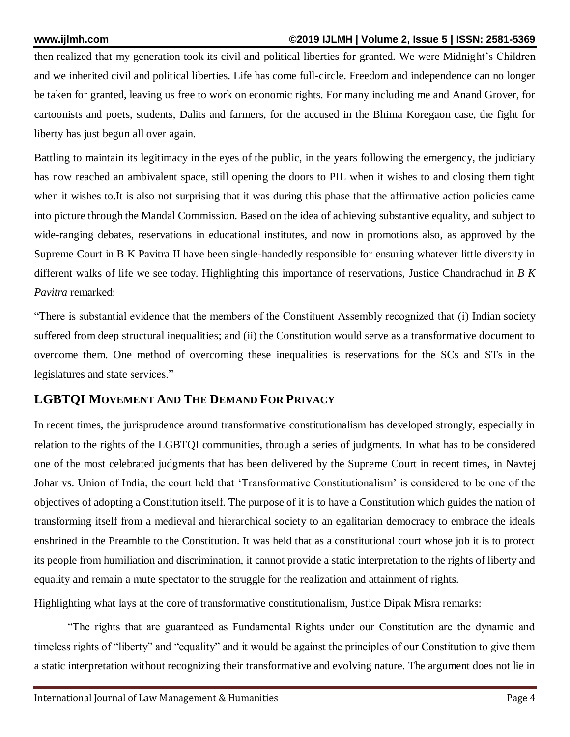then realized that my generation took its civil and political liberties for granted. We were Midnight's Children and we inherited civil and political liberties. Life has come full-circle. Freedom and independence can no longer be taken for granted, leaving us free to work on economic rights. For many including me and Anand Grover, for cartoonists and poets, students, Dalits and farmers, for the accused in the Bhima Koregaon case, the fight for liberty has just begun all over again.

Battling to maintain its legitimacy in the eyes of the public, in the years following the emergency, the judiciary has now reached an ambivalent space, still opening the doors to PIL when it wishes to and closing them tight when it wishes to.It is also not surprising that it was during this phase that the affirmative action policies came into picture through the Mandal Commission. Based on the idea of achieving substantive equality, and subject to wide-ranging debates, reservations in educational institutes, and now in promotions also, as approved by the Supreme Court in B K Pavitra II have been single-handedly responsible for ensuring whatever little diversity in different walks of life we see today. Highlighting this importance of reservations, Justice Chandrachud in *B K Pavitra* remarked:

"There is substantial evidence that the members of the Constituent Assembly recognized that (i) Indian society suffered from deep structural inequalities; and (ii) the Constitution would serve as a transformative document to overcome them. One method of overcoming these inequalities is reservations for the SCs and STs in the legislatures and state services."

## LGBTQI Movement And The Demand For Privacy

In recent times, the jurisprudence around transformative constitutionalism has developed strongly, especially in relation to the rights of the LGBTQI communities, through a series of judgments. In what has to be considered one of the most celebrated judgments that has been delivered by the Supreme Court in recent times, in Navtej Johar vs. Union of India, the court held that 'Transformative Constitutionalism' is considered to be one of the objectives of adopting a Constitution itself. The purpose of it is to have a Constitution which guides the nation of transforming itself from a medieval and hierarchical society to an egalitarian democracy to embrace the ideals enshrined in the Preamble to the Constitution. It was held that as a constitutional court whose job it is to protect its people from humiliation and discrimination, it cannot provide a static interpretation to the rights of liberty and equality and remain a mute spectator to the struggle for the realization and attainment of rights.

Highlighting what lays at the core of transformative constitutionalism, Justice Dipak Misra remarks:

"The rights that are guaranteed as Fundamental Rights under our Constitution are the dynamic and timeless rights of "liberty" and "equality" and it would be against the principles of our Constitution to give them a static interpretation without recognizing their transformative and evolving nature. The argument does not lie in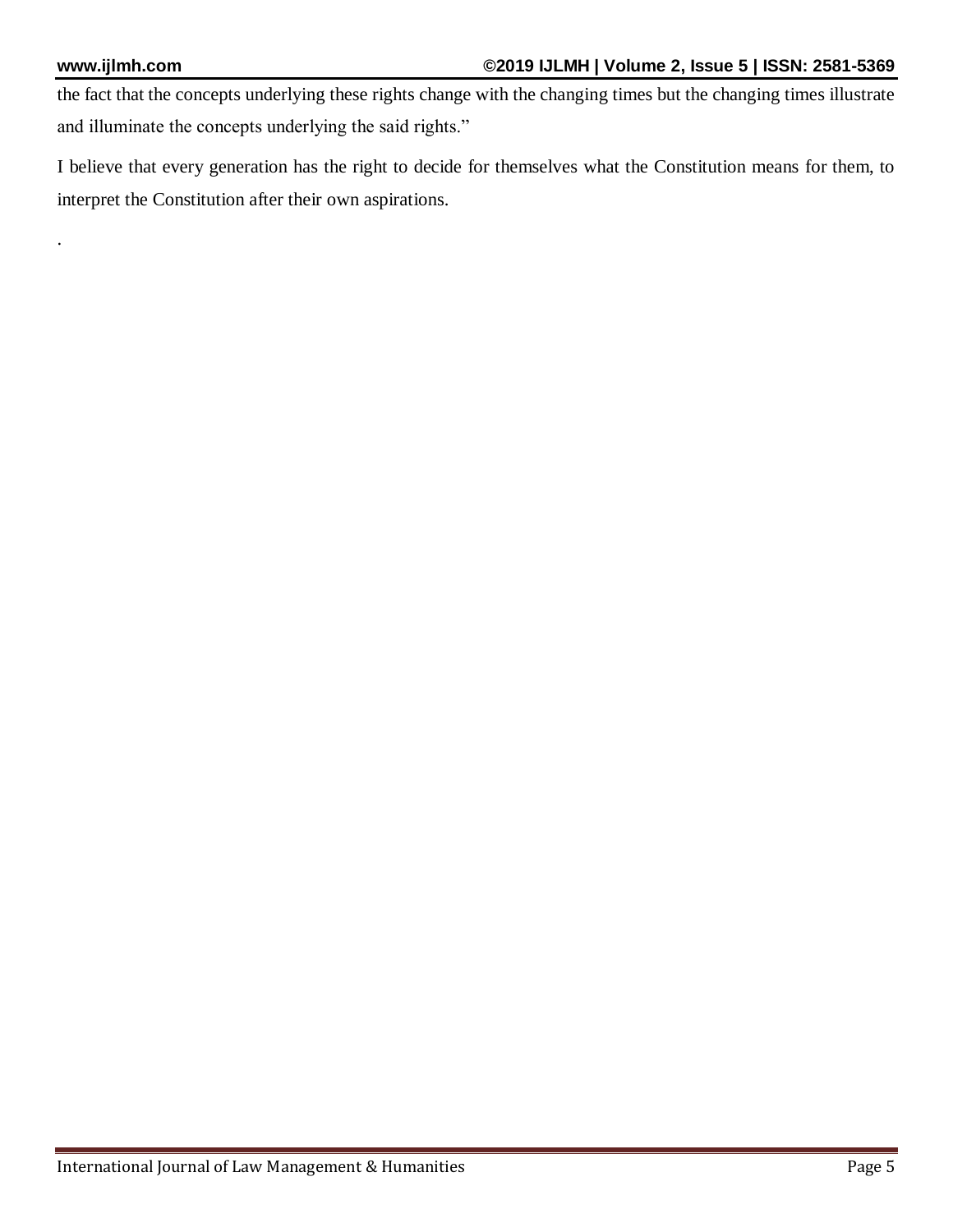the fact that the concepts underlying these rights change with the changing times but the changing times illustrate and illuminate the concepts underlying the said rights."

I believe that every generation has the right to decide for themselves what the Constitution means for them, to interpret the Constitution after their own aspirations.

.